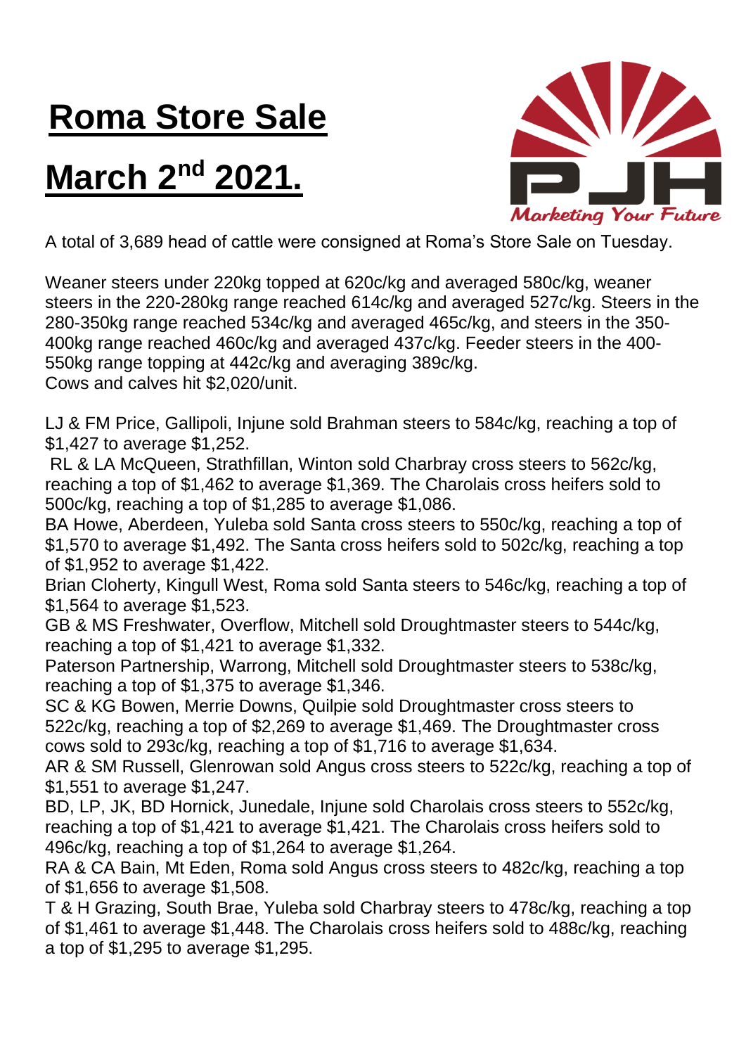# Roma Store Sale

# March 2nd 2021.

Marketing Your Future

A total of 3,689 head of cattle were consigned at Roma's Store Sale on Tuesday.

Weaner steers under 220kg topped at 620c/kg and averaged 580c/kg, weaner steers in the 220-280kg range reached 614c/kg and averaged 527c/kg. Steers in the 280-350kg range reached 534c/kg and averaged 465c/kg, and steers in the 350-400kg range reached 460c/kg and averaged 437c/kg. Feeder steers in the 400-550kg range topping at 442c/kg and averaging 389c/kg.
Cows and calves hit $2,020/unit.

LJ & FM Price, Gallipoli, Injune sold Brahman steers to 584c/kg, reaching a top of $1,427 to average $1,252.
RL & LA McQueen, Strathfillan, Winton sold Charbray cross steers to 562c/kg, reaching a top of $1,462 to average $1,369. The Charolais cross heifers sold to 500c/kg, reaching a top of $1,285 to average $1,086.
BA Howe, Aberdeen, Yuleba sold Santa cross steers to 550c/kg, reaching a top of $1,570 to average $1,492. The Santa cross heifers sold to 502c/kg, reaching a top of $1,952 to average $1,422.
Brian Cloherty, Kingull West, Roma sold Santa steers to 546c/kg, reaching a top of $1,564 to average $1,523.
GB & MS Freshwater, Overflow, Mitchell sold Droughtmaster steers to 544c/kg, reaching a top of $1,421 to average $1,332.
Paterson Partnership, Warrong, Mitchell sold Droughtmaster steers to 538c/kg, reaching a top of $1,375 to average $1,346.
SC & KG Bowen, Merrie Downs, Quilpie sold Droughtmaster cross steers to 522c/kg, reaching a top of $2,269 to average $1,469. The Droughtmaster cross cows sold to 293c/kg, reaching a top of $1,716 to average $1,634.
AR & SM Russell, Glenrowan sold Angus cross steers to 522c/kg, reaching a top of $1,551 to average $1,247.
BD, LP, JK, BD Hornick, Junedale, Injune sold Charolais cross steers to 552c/kg, reaching a top of $1,421 to average $1,421. The Charolais cross heifers sold to 496c/kg, reaching a top of $1,264 to average $1,264.
RA & CA Bain, Mt Eden, Roma sold Angus cross steers to 482c/kg, reaching a top of $1,656 to average $1,508.
T & H Grazing, South Brae, Yuleba sold Charbray steers to 478c/kg, reaching a top of $1,461 to average $1,448. The Charolais cross heifers sold to 488c/kg, reaching a top of $1,295 to average $1,295.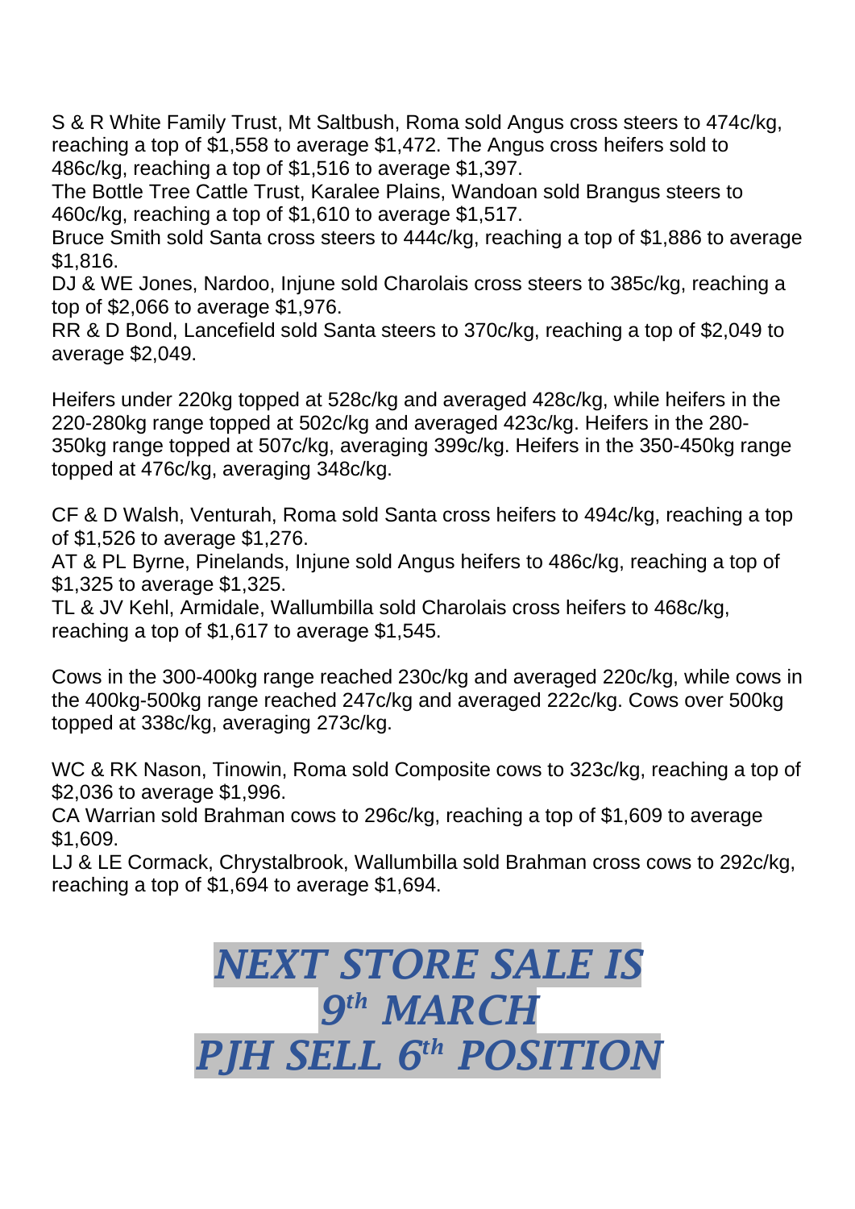S & R White Family Trust, Mt Saltbush, Roma sold Angus cross steers to 474c/kg, reaching a top of $1,558 to average $1,472. The Angus cross heifers sold to 486c/kg, reaching a top of $1,516 to average $1,397.
The Bottle Tree Cattle Trust, Karalee Plains, Wandoan sold Brangus steers to 460c/kg, reaching a top of $1,610 to average $1,517.
Bruce Smith sold Santa cross steers to 444c/kg, reaching a top of $1,886 to average $1,816.
DJ & WE Jones, Nardoo, Injune sold Charolais cross steers to 385c/kg, reaching a top of $2,066 to average $1,976.
RR & D Bond, Lancefield sold Santa steers to 370c/kg, reaching a top of $2,049 to average $2,049.

Heifers under 220kg topped at 528c/kg and averaged 428c/kg, while heifers in the 220-280kg range topped at 502c/kg and averaged 423c/kg. Heifers in the 280-350kg range topped at 507c/kg, averaging 399c/kg. Heifers in the 350-450kg range topped at 476c/kg, averaging 348c/kg.

CF & D Walsh, Venturah, Roma sold Santa cross heifers to 494c/kg, reaching a top of $1,526 to average $1,276.
AT & PL Byrne, Pinelands, Injune sold Angus heifers to 486c/kg, reaching a top of $1,325 to average $1,325.
TL & JV Kehl, Armidale, Wallumbilla sold Charolais cross heifers to 468c/kg, reaching a top of $1,617 to average $1,545.

Cows in the 300-400kg range reached 230c/kg and averaged 220c/kg, while cows in the 400kg-500kg range reached 247c/kg and averaged 222c/kg. Cows over 500kg topped at 338c/kg, averaging 273c/kg.

WC & RK Nason, Tinowin, Roma sold Composite cows to 323c/kg, reaching a top of $2,036 to average $1,996.
CA Warrian sold Brahman cows to 296c/kg, reaching a top of $1,609 to average $1,609.
LJ & LE Cormack, Chrystalbrook, Wallumbilla sold Brahman cross cows to 292c/kg, reaching a top of $1,694 to average $1,694.

***NEXT STORE SALE IS***
***9th MARCH***
***PJH SELL 6th POSITION***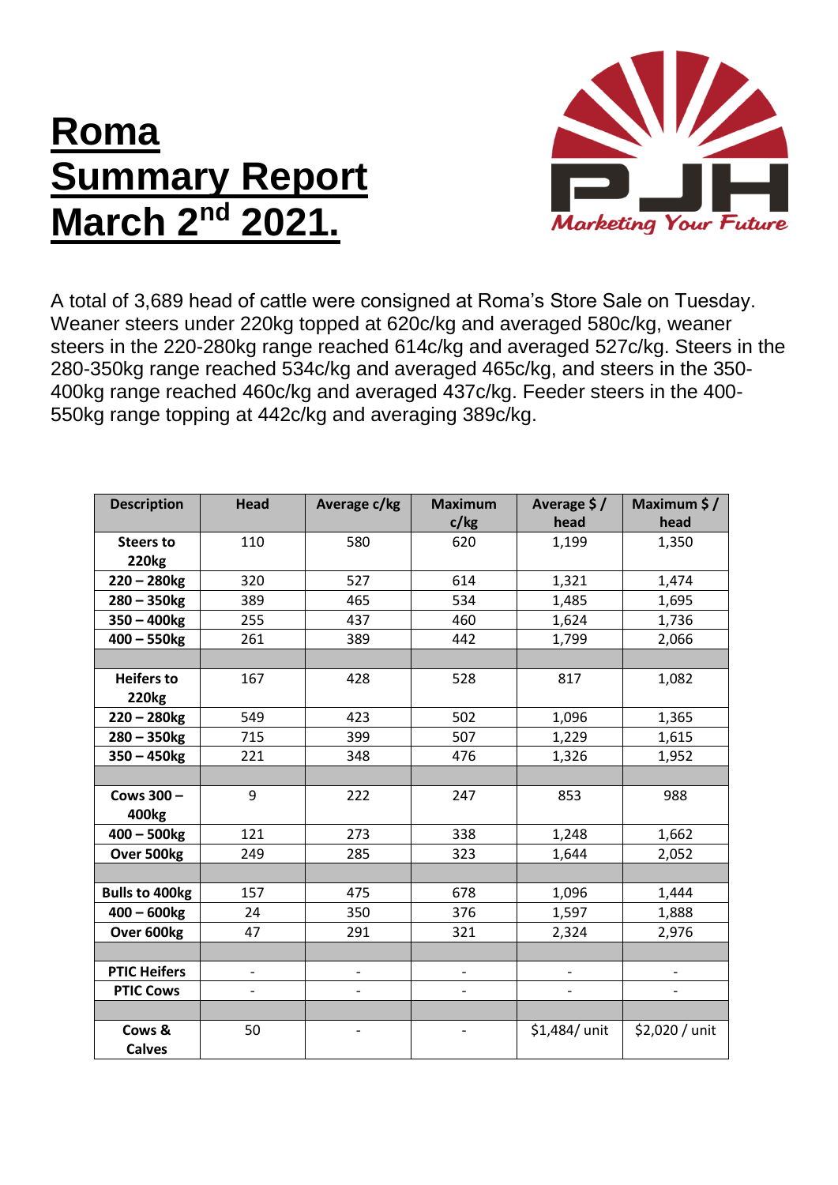# Roma Summary Report March 2nd 2021.

PJH Marketing Your Future

A total of 3,689 head of cattle were consigned at Roma's Store Sale on Tuesday. Weaner steers under 220kg topped at 620c/kg and averaged 580c/kg, weaner steers in the 220-280kg range reached 614c/kg and averaged 527c/kg. Steers in the 280-350kg range reached 534c/kg and averaged 465c/kg, and steers in the 350-400kg range reached 460c/kg and averaged 437c/kg. Feeder steers in the 400-550kg range topping at 442c/kg and averaging 389c/kg.

| Description | Head | Average c/kg | Maximum c/kg | Average $ / head | Maximum $ / head |
|---|---|---|---|---|---|
| **Steers to 220kg** | 110 | 580 | 620 | 1,199 | 1,350 |
| **220 – 280kg** | 320 | 527 | 614 | 1,321 | 1,474 |
| **280 – 350kg** | 389 | 465 | 534 | 1,485 | 1,695 |
| **350 – 400kg** | 255 | 437 | 460 | 1,624 | 1,736 |
| **400 – 550kg** | 261 | 389 | 442 | 1,799 | 2,066 |
| | | | | | |
| **Heifers to 220kg** | 167 | 428 | 528 | 817 | 1,082 |
| **220 – 280kg** | 549 | 423 | 502 | 1,096 | 1,365 |
| **280 – 350kg** | 715 | 399 | 507 | 1,229 | 1,615 |
| **350 – 450kg** | 221 | 348 | 476 | 1,326 | 1,952 |
| | | | | | |
| **Cows 300 – 400kg** | 9 | 222 | 247 | 853 | 988 |
| **400 – 500kg** | 121 | 273 | 338 | 1,248 | 1,662 |
| **Over 500kg** | 249 | 285 | 323 | 1,644 | 2,052 |
| | | | | | |
| **Bulls to 400kg** | 157 | 475 | 678 | 1,096 | 1,444 |
| **400 – 600kg** | 24 | 350 | 376 | 1,597 | 1,888 |
| **Over 600kg** | 47 | 291 | 321 | 2,324 | 2,976 |
| | | | | | |
| **PTIC Heifers** | - | - | - | - | - |
| **PTIC Cows** | - | - | - | - | - |
| | | | | | |
| **Cows & Calves** | 50 | - | - | $1,484/ unit | $2,020 / unit |